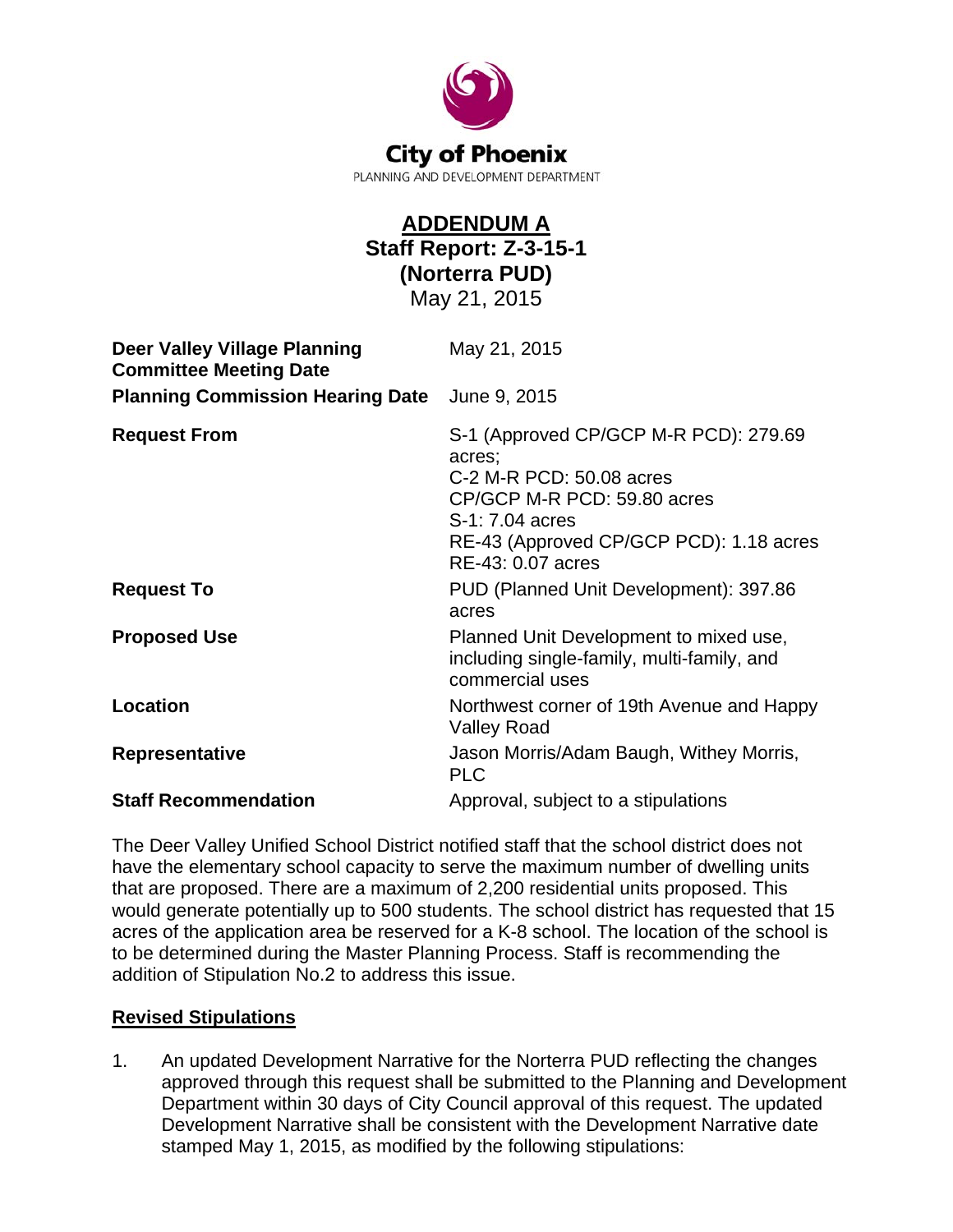City of Phoenix
PLANNING AND DEVELOPMENT DEPARTMENT

# ADDENDUM A
## Staff Report: Z-3-15-1
## (Norterra PUD)
May 21, 2015

| | |
|---|---|
| **Deer Valley Village Planning Committee Meeting Date** | May 21, 2015 |
| **Planning Commission Hearing Date** | June 9, 2015 |
| **Request From** | S-1 (Approved CP/GCP M-R PCD): 279.69 acres;<br>C-2 M-R PCD: 50.08 acres<br>CP/GCP M-R PCD: 59.80 acres<br>S-1: 7.04 acres<br>RE-43 (Approved CP/GCP PCD): 1.18 acres<br>RE-43: 0.07 acres |
| **Request To** | PUD (Planned Unit Development): 397.86 acres |
| **Proposed Use** | Planned Unit Development to mixed use, including single-family, multi-family, and commercial uses |
| **Location** | Northwest corner of 19th Avenue and Happy Valley Road |
| **Representative** | Jason Morris/Adam Baugh, Withey Morris, PLC |
| **Staff Recommendation** | Approval, subject to a stipulations |

The Deer Valley Unified School District notified staff that the school district does not have the elementary school capacity to serve the maximum number of dwelling units that are proposed. There are a maximum of 2,200 residential units proposed. This would generate potentially up to 500 students. The school district has requested that 15 acres of the application area be reserved for a K-8 school. The location of the school is to be determined during the Master Planning Process. Staff is recommending the addition of Stipulation No.2 to address this issue.

**Revised Stipulations**

1. An updated Development Narrative for the Norterra PUD reflecting the changes approved through this request shall be submitted to the Planning and Development Department within 30 days of City Council approval of this request. The updated Development Narrative shall be consistent with the Development Narrative date stamped May 1, 2015, as modified by the following stipulations: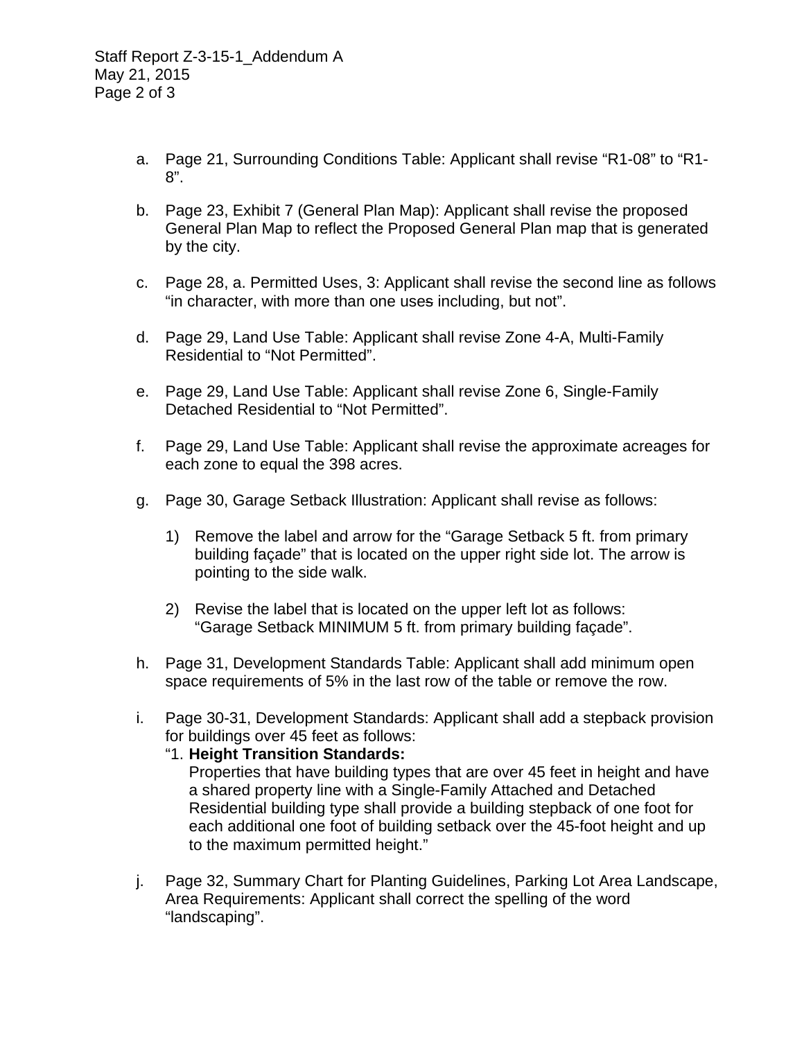a. Page 21, Surrounding Conditions Table: Applicant shall revise “R1-08” to “R1-8”.

b. Page 23, Exhibit 7 (General Plan Map): Applicant shall revise the proposed General Plan Map to reflect the Proposed General Plan map that is generated by the city.

c. Page 28, a. Permitted Uses, 3: Applicant shall revise the second line as follows “in character, with more than one uses including, but not”.

d. Page 29, Land Use Table: Applicant shall revise Zone 4-A, Multi-Family Residential to “Not Permitted”.

e. Page 29, Land Use Table: Applicant shall revise Zone 6, Single-Family Detached Residential to “Not Permitted”.

f. Page 29, Land Use Table: Applicant shall revise the approximate acreages for each zone to equal the 398 acres.

g. Page 30, Garage Setback Illustration: Applicant shall revise as follows:

   1) Remove the label and arrow for the “Garage Setback 5 ft. from primary building façade” that is located on the upper right side lot. The arrow is pointing to the side walk.

   2) Revise the label that is located on the upper left lot as follows: “Garage Setback MINIMUM 5 ft. from primary building façade”.

h. Page 31, Development Standards Table: Applicant shall add minimum open space requirements of 5% in the last row of the table or remove the row.

i. Page 30-31, Development Standards: Applicant shall add a stepback provision for buildings over 45 feet as follows:
   “1. **Height Transition Standards:**
   Properties that have building types that are over 45 feet in height and have a shared property line with a Single-Family Attached and Detached Residential building type shall provide a building stepback of one foot for each additional one foot of building setback over the 45-foot height and up to the maximum permitted height.”

j. Page 32, Summary Chart for Planting Guidelines, Parking Lot Area Landscape, Area Requirements: Applicant shall correct the spelling of the word “landscaping”.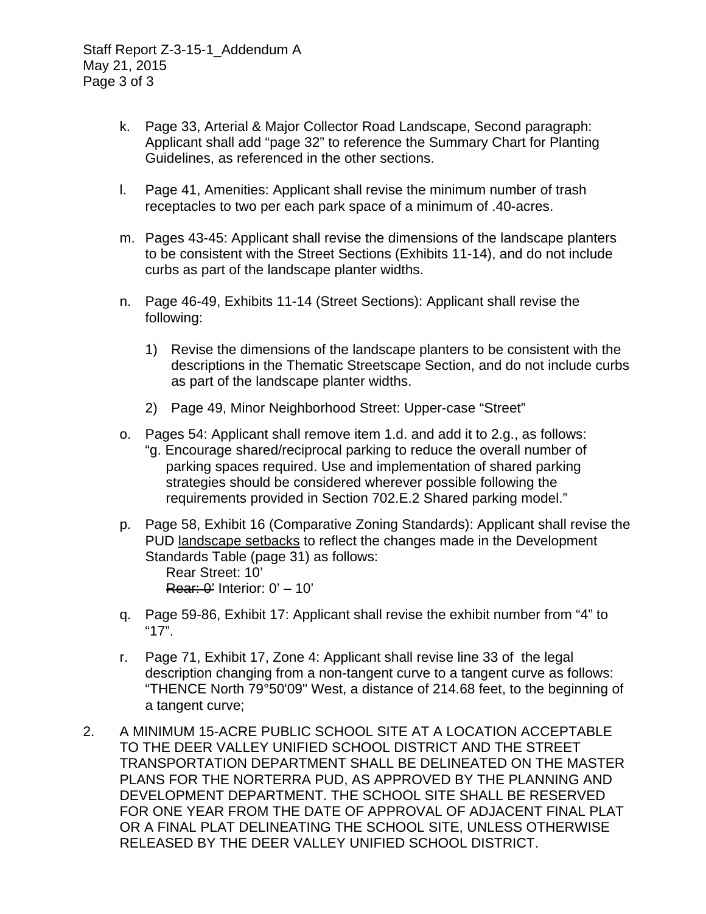k. Page 33, Arterial & Major Collector Road Landscape, Second paragraph: Applicant shall add "page 32" to reference the Summary Chart for Planting Guidelines, as referenced in the other sections.

l. Page 41, Amenities: Applicant shall revise the minimum number of trash receptacles to two per each park space of a minimum of .40-acres.

m. Pages 43-45: Applicant shall revise the dimensions of the landscape planters to be consistent with the Street Sections (Exhibits 11-14), and do not include curbs as part of the landscape planter widths.

n. Page 46-49, Exhibits 11-14 (Street Sections): Applicant shall revise the following:

   1) Revise the dimensions of the landscape planters to be consistent with the descriptions in the Thematic Streetscape Section, and do not include curbs as part of the landscape planter widths.

   2) Page 49, Minor Neighborhood Street: Upper-case "Street"

o. Pages 54: Applicant shall remove item 1.d. and add it to 2.g., as follows:
   "g. Encourage shared/reciprocal parking to reduce the overall number of parking spaces required. Use and implementation of shared parking strategies should be considered wherever possible following the requirements provided in Section 702.E.2 Shared parking model."

p. Page 58, Exhibit 16 (Comparative Zoning Standards): Applicant shall revise the PUD <u>landscape setbacks</u> to reflect the changes made in the Development Standards Table (page 31) as follows:
   Rear Street: 10'
   ~~Rear: 0'~~ Interior: 0' – 10'

q. Page 59-86, Exhibit 17: Applicant shall revise the exhibit number from "4" to "17".

r. Page 71, Exhibit 17, Zone 4: Applicant shall revise line 33 of the legal description changing from a non-tangent curve to a tangent curve as follows: "THENCE North 79°50'09" West, a distance of 214.68 feet, to the beginning of a tangent curve;

2. A MINIMUM 15-ACRE PUBLIC SCHOOL SITE AT A LOCATION ACCEPTABLE TO THE DEER VALLEY UNIFIED SCHOOL DISTRICT AND THE STREET TRANSPORTATION DEPARTMENT SHALL BE DELINEATED ON THE MASTER PLANS FOR THE NORTERRA PUD, AS APPROVED BY THE PLANNING AND DEVELOPMENT DEPARTMENT. THE SCHOOL SITE SHALL BE RESERVED FOR ONE YEAR FROM THE DATE OF APPROVAL OF ADJACENT FINAL PLAT OR A FINAL PLAT DELINEATING THE SCHOOL SITE, UNLESS OTHERWISE RELEASED BY THE DEER VALLEY UNIFIED SCHOOL DISTRICT.